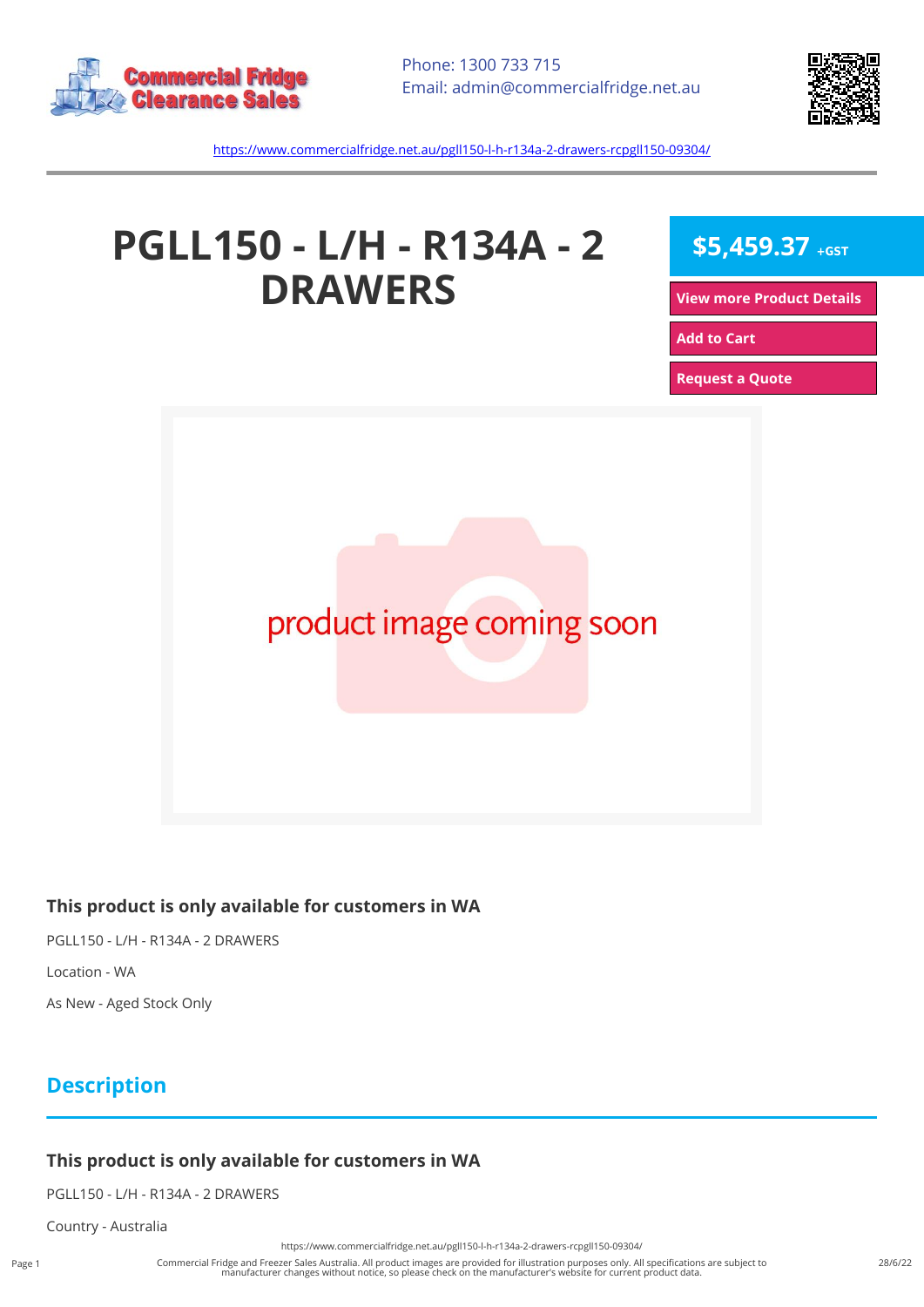Phone: 1300 733 715
Email: admin@commercialfridge.net.au

https://www.commercialfridge.net.au/pgll150-l-h-r134a-2-drawers-rcpgll150-09304/

# PGLL150 - L/H - R134A - 2 DRAWERS

**$5,459.37** +GST

View more Product Details

Add to Cart

Request a Quote

product image coming soon

### This product is only available for customers in WA

PGLL150 - L/H - R134A - 2 DRAWERS

Location - WA

As New - Aged Stock Only

## Description

### This product is only available for customers in WA

PGLL150 - L/H - R134A - 2 DRAWERS

Country - Australia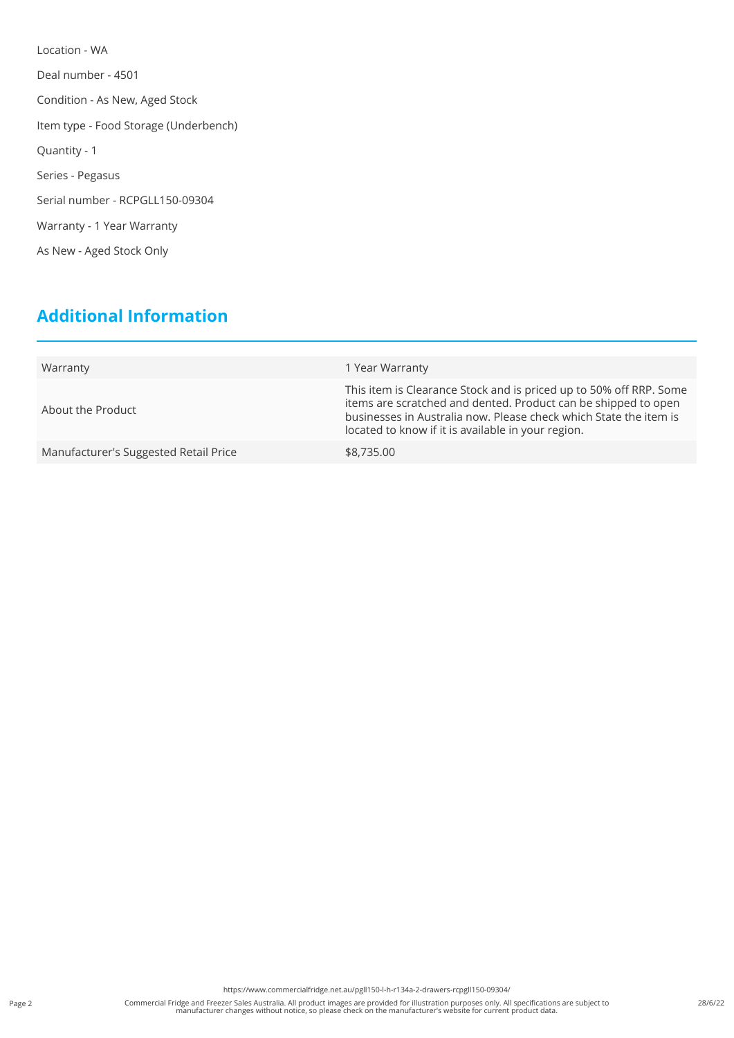Location - WA

Deal number - 4501

Condition - As New, Aged Stock

Item type - Food Storage (Underbench)

Quantity - 1

Series - Pegasus

Serial number - RCPGLL150-09304

Warranty - 1 Year Warranty

As New - Aged Stock Only

## Additional Information

| | |
|---|---|
| Warranty | 1 Year Warranty |
| About the Product | This item is Clearance Stock and is priced up to 50% off RRP. Some items are scratched and dented. Product can be shipped to open businesses in Australia now. Please check which State the item is located to know if it is available in your region. |
| Manufacturer's Suggested Retail Price | $8,735.00 |